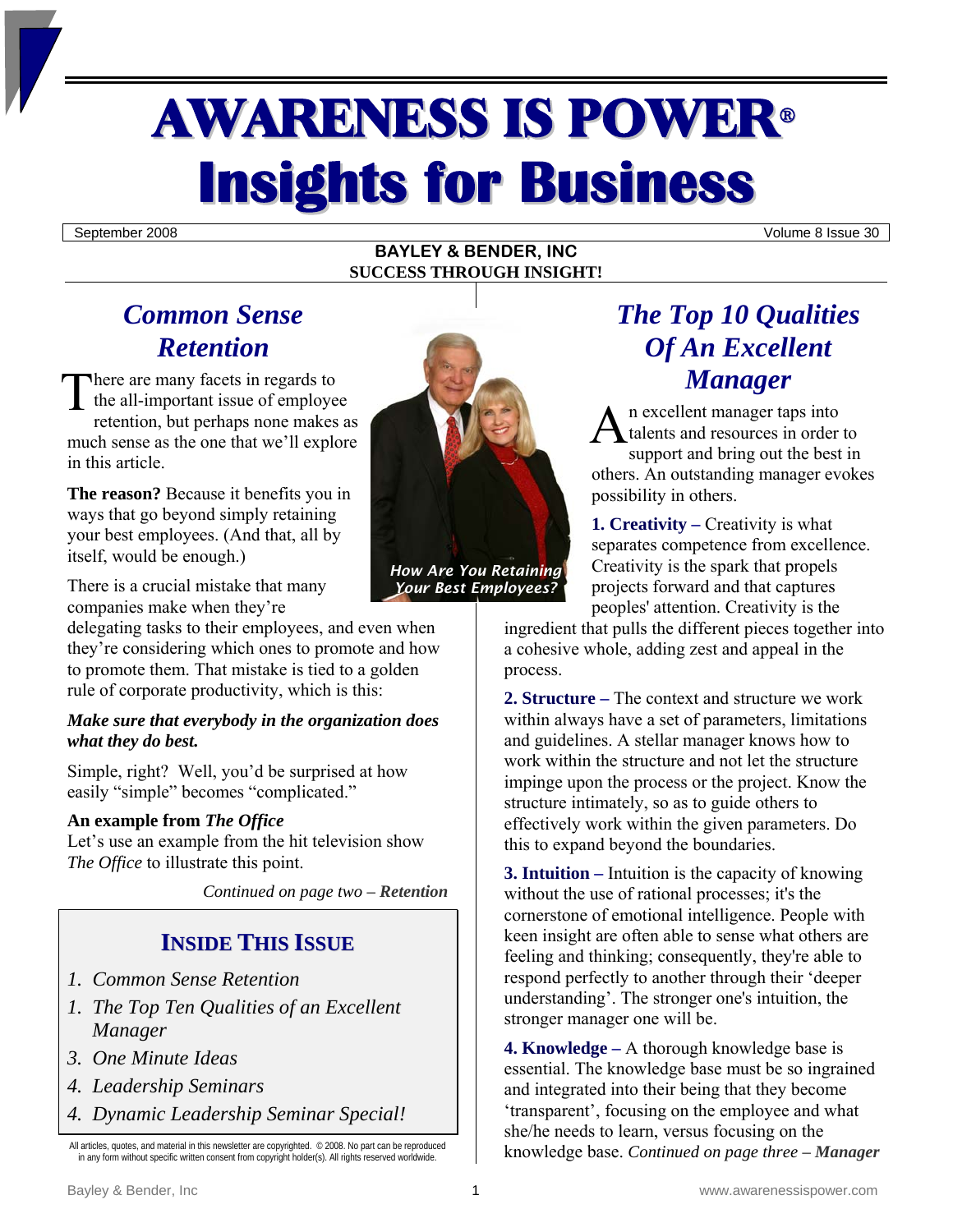# AWARENESS IS POWER®
# Insights for Business

September 2008 Volume 8 Issue 30

**BAYLEY & BENDER, INC**
**SUCCESS THROUGH INSIGHT!**

## *Common Sense Retention*

There are many facets in regards to the all-important issue of employee retention, but perhaps none makes as much sense as the one that we'll explore in this article.

**The reason?** Because it benefits you in ways that go beyond simply retaining your best employees. (And that, all by itself, would be enough.)

There is a crucial mistake that many companies make when they're delegating tasks to their employees, and even when they're considering which ones to promote and how to promote them. That mistake is tied to a golden rule of corporate productivity, which is this:

***Make sure that everybody in the organization does what they do best.***

Simple, right? Well, you'd be surprised at how easily "simple" becomes "complicated."

**An example from *The Office***
Let's use an example from the hit television show *The Office* to illustrate this point.

*Continued on page two –* ***Retention***

*How Are You Retaining Your Best Employees?*

### INSIDE THIS ISSUE

1. *Common Sense Retention*
1. *The Top Ten Qualities of an Excellent Manager*
3. *One Minute Ideas*
4. *Leadership Seminars*
4. *Dynamic Leadership Seminar Special!*

All articles, quotes, and material in this newsletter are copyrighted. © 2008. No part can be reproduced in any form without specific written consent from copyright holder(s). All rights reserved worldwide.

## *The Top 10 Qualities Of An Excellent Manager*

An excellent manager taps into talents and resources in order to support and bring out the best in others. An outstanding manager evokes possibility in others.

**1. Creativity –** Creativity is what separates competence from excellence. Creativity is the spark that propels projects forward and that captures peoples' attention. Creativity is the ingredient that pulls the different pieces together into a cohesive whole, adding zest and appeal in the process.

**2. Structure –** The context and structure we work within always have a set of parameters, limitations and guidelines. A stellar manager knows how to work within the structure and not let the structure impinge upon the process or the project. Know the structure intimately, so as to guide others to effectively work within the given parameters. Do this to expand beyond the boundaries.

**3. Intuition –** Intuition is the capacity of knowing without the use of rational processes; it's the cornerstone of emotional intelligence. People with keen insight are often able to sense what others are feeling and thinking; consequently, they're able to respond perfectly to another through their 'deeper understanding'. The stronger one's intuition, the stronger manager one will be.

**4. Knowledge –** A thorough knowledge base is essential. The knowledge base must be so ingrained and integrated into their being that they become 'transparent', focusing on the employee and what she/he needs to learn, versus focusing on the knowledge base. *Continued on page three –* ***Manager***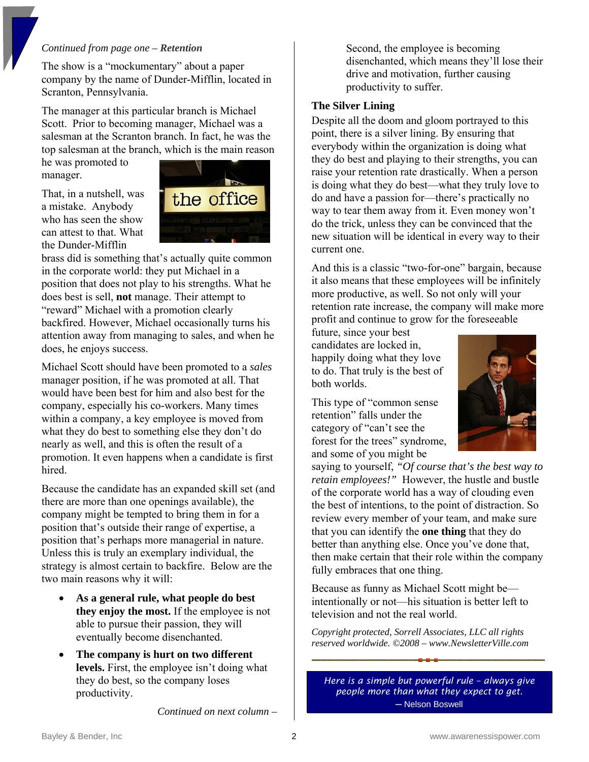*Continued from page one – **Retention***

The show is a "mockumentary" about a paper company by the name of Dunder-Mifflin, located in Scranton, Pennsylvania.

The manager at this particular branch is Michael Scott. Prior to becoming manager, Michael was a salesman at the Scranton branch. In fact, he was the top salesman at the branch, which is the main reason he was promoted to manager.

That, in a nutshell, was a mistake. Anybody who has seen the show can attest to that. What the Dunder-Mifflin brass did is something that's actually quite common in the corporate world: they put Michael in a position that does not play to his strengths. What he does best is sell, **not** manage. Their attempt to "reward" Michael with a promotion clearly backfired. However, Michael occasionally turns his attention away from managing to sales, and when he does, he enjoys success.

Michael Scott should have been promoted to a *sales* manager position, if he was promoted at all. That would have been best for him and also best for the company, especially his co-workers. Many times within a company, a key employee is moved from what they do best to something else they don't do nearly as well, and this is often the result of a promotion. It even happens when a candidate is first hired.

Because the candidate has an expanded skill set (and there are more than one openings available), the company might be tempted to bring them in for a position that's outside their range of expertise, a position that's perhaps more managerial in nature. Unless this is truly an exemplary individual, the strategy is almost certain to backfire. Below are the two main reasons why it will:

- **As a general rule, what people do best they enjoy the most.** If the employee is not able to pursue their passion, they will eventually become disenchanted.
- **The company is hurt on two different levels.** First, the employee isn't doing what they do best, so the company loses productivity.

  Second, the employee is becoming disenchanted, which means they'll lose their drive and motivation, further causing productivity to suffer.

### The Silver Lining

Despite all the doom and gloom portrayed to this point, there is a silver lining. By ensuring that everybody within the organization is doing what they do best and playing to their strengths, you can raise your retention rate drastically. When a person is doing what they do best—what they truly love to do and have a passion for—there's practically no way to tear them away from it. Even money won't do the trick, unless they can be convinced that the new situation will be identical in every way to their current one.

And this is a classic "two-for-one" bargain, because it also means that these employees will be infinitely more productive, as well. So not only will your retention rate increase, the company will make more profit and continue to grow for the foreseeable future, since your best candidates are locked in, happily doing what they love to do. That truly is the best of both worlds.

This type of "common sense retention" falls under the category of "can't see the forest for the trees" syndrome, and some of you might be saying to yourself, *"Of course that's the best way to retain employees!"* However, the hustle and bustle of the corporate world has a way of clouding even the best of intentions, to the point of distraction. So review every member of your team, and make sure that you can identify the **one thing** that they do better than anything else. Once you've done that, then make certain that their role within the company fully embraces that one thing.

Because as funny as Michael Scott might be—intentionally or not—his situation is better left to television and not the real world.

*Copyright protected, Sorrell Associates, LLC all rights reserved worldwide. ©2008 – www.NewsletterVille.com*

*Here is a simple but powerful rule – always give people more than what they expect to get.*
— Nelson Boswell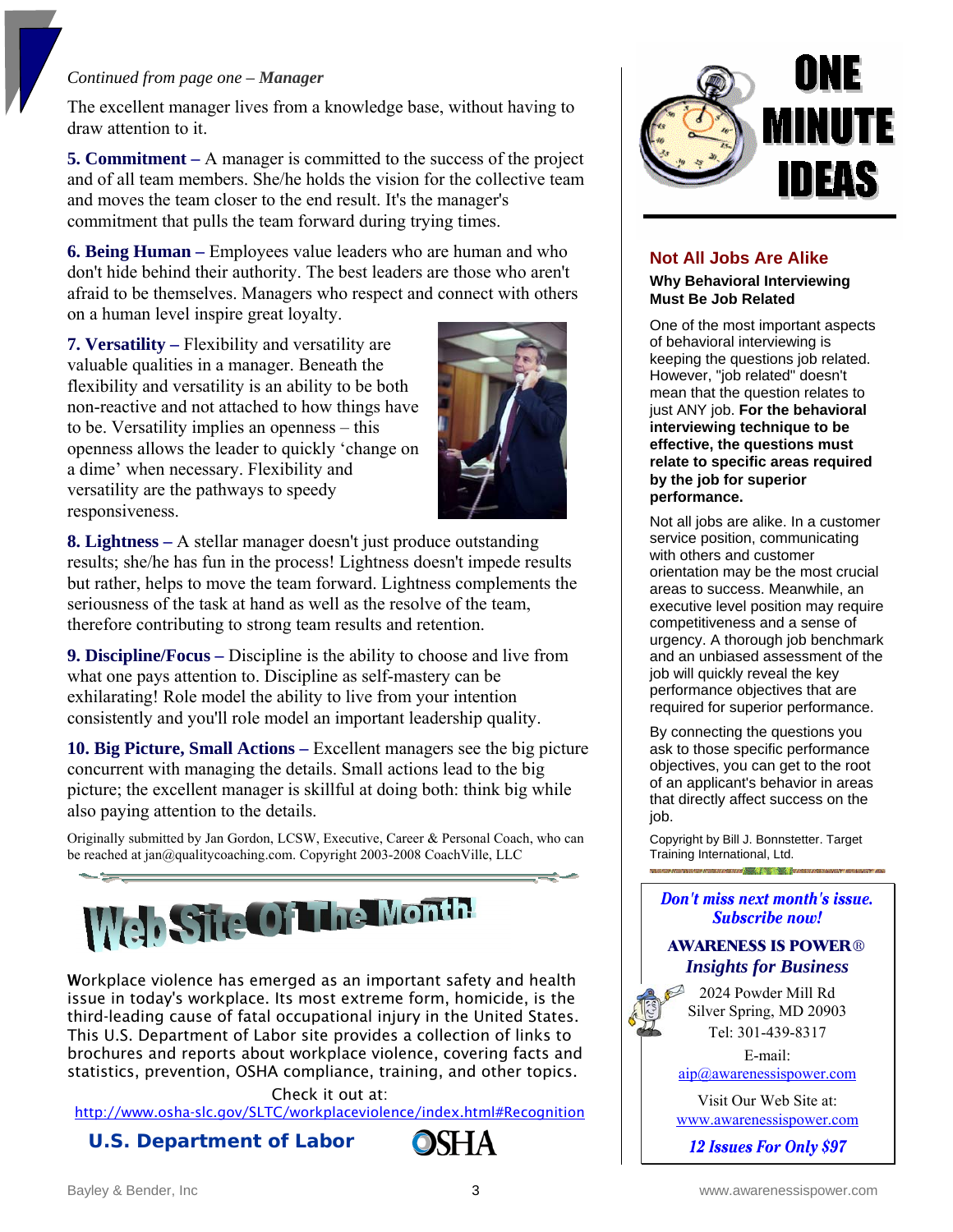*Continued from page one – **Manager***

The excellent manager lives from a knowledge base, without having to draw attention to it.

**5. Commitment –** A manager is committed to the success of the project and of all team members. She/he holds the vision for the collective team and moves the team closer to the end result. It's the manager's commitment that pulls the team forward during trying times.

**6. Being Human –** Employees value leaders who are human and who don't hide behind their authority. The best leaders are those who aren't afraid to be themselves. Managers who respect and connect with others on a human level inspire great loyalty.

**7. Versatility –** Flexibility and versatility are valuable qualities in a manager. Beneath the flexibility and versatility is an ability to be both non-reactive and not attached to how things have to be. Versatility implies an openness – this openness allows the leader to quickly 'change on a dime' when necessary. Flexibility and versatility are the pathways to speedy responsiveness.

**8. Lightness –** A stellar manager doesn't just produce outstanding results; she/he has fun in the process! Lightness doesn't impede results but rather, helps to move the team forward. Lightness complements the seriousness of the task at hand as well as the resolve of the team, therefore contributing to strong team results and retention.

**9. Discipline/Focus –** Discipline is the ability to choose and live from what one pays attention to. Discipline as self-mastery can be exhilarating! Role model the ability to live from your intention consistently and you'll role model an important leadership quality.

**10. Big Picture, Small Actions –** Excellent managers see the big picture concurrent with managing the details. Small actions lead to the big picture; the excellent manager is skillful at doing both: think big while also paying attention to the details.

Originally submitted by Jan Gordon, LCSW, Executive, Career & Personal Coach, who can be reached at jan@qualitycoaching.com. Copyright 2003-2008 CoachVille, LLC

## Web Site Of The Month!

Workplace violence has emerged as an important safety and health issue in today's workplace. Its most extreme form, homicide, is the third-leading cause of fatal occupational injury in the United States. This U.S. Department of Labor site provides a collection of links to brochures and reports about workplace violence, covering facts and statistics, prevention, OSHA compliance, training, and other topics.

Check it out at:
http://www.osha-slc.gov/SLTC/workplaceviolence/index.html#Recognition

**U.S. Department of Labor** OSHA

## ONE MINUTE IDEAS

### Not All Jobs Are Alike

**Why Behavioral Interviewing Must Be Job Related**

One of the most important aspects of behavioral interviewing is keeping the questions job related. However, "job related" doesn't mean that the question relates to just ANY job. **For the behavioral interviewing technique to be effective, the questions must relate to specific areas required by the job for superior performance.**

Not all jobs are alike. In a customer service position, communicating with others and customer orientation may be the most crucial areas to success. Meanwhile, an executive level position may require competitiveness and a sense of urgency. A thorough job benchmark and an unbiased assessment of the job will quickly reveal the key performance objectives that are required for superior performance.

By connecting the questions you ask to those specific performance objectives, you can get to the root of an applicant's behavior in areas that directly affect success on the job.

Copyright by Bill J. Bonnstetter. Target Training International, Ltd.

***Don't miss next month's issue. Subscribe now!***

**AWARENESS IS POWER®**
***Insights for Business***

2024 Powder Mill Rd
Silver Spring, MD 20903
Tel: 301-439-8317

E-mail:
aip@awarenessispower.com

Visit Our Web Site at:
www.awarenessispower.com

***12 Issues For Only $97***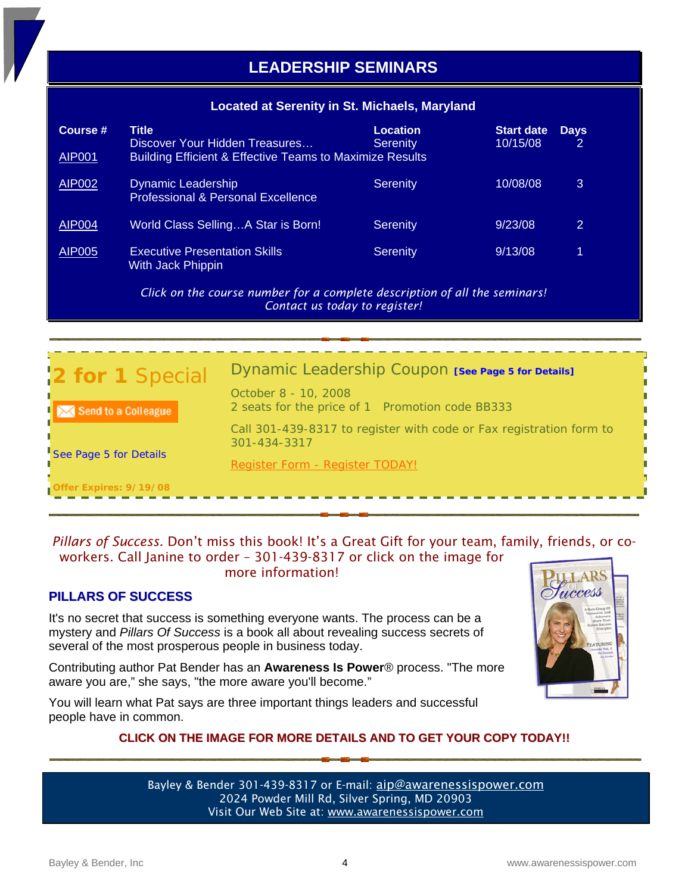# LEADERSHIP SEMINARS

**Located at Serenity in St. Michaels, Maryland**

| Course # | Title | Location | Start date | Days |
|---|---|---|---|---|
| AIP001 | Discover Your Hidden Treasures… Building Efficient & Effective Teams to Maximize Results | Serenity | 10/15/08 | 2 |
| AIP002 | Dynamic Leadership Professional & Personal Excellence | Serenity | 10/08/08 | 3 |
| AIP004 | World Class Selling…A Star is Born! | Serenity | 9/23/08 | 2 |
| AIP005 | Executive Presentation Skills With Jack Phippin | Serenity | 9/13/08 | 1 |

*Click on the course number for a complete description of all the seminars!*
*Contact us today to register!*

---

## 2 for 1 Special

Send to a Colleague

See Page 5 for Details

**Offer Expires: 9/19/08**

### Dynamic Leadership Coupon **[See Page 5 for Details]**

October 8 - 10, 2008
2 seats for the price of 1   Promotion code BB333

Call 301-439-8317 to register with code or Fax registration form to 301-434-3317

Register Form - Register TODAY!

---

*Pillars of Success.* Don't miss this book! It's a Great Gift for your team, family, friends, or co-workers. Call Janine to order – 301-439-8317 or click on the image for more information!

## PILLARS OF SUCCESS

It's no secret that success is something everyone wants. The process can be a mystery and *Pillars Of Success* is a book all about revealing success secrets of several of the most prosperous people in business today.

Contributing author Pat Bender has an **Awareness Is Power**® process. "The more aware you are," she says, "the more aware you'll become."

You will learn what Pat says are three important things leaders and successful people have in common.

**CLICK ON THE IMAGE FOR MORE DETAILS AND TO GET YOUR COPY TODAY!!**

---

Bayley & Bender 301-439-8317 or E-mail: aip@awarenessispower.com
2024 Powder Mill Rd, Silver Spring, MD 20903
Visit Our Web Site at: www.awarenessispower.com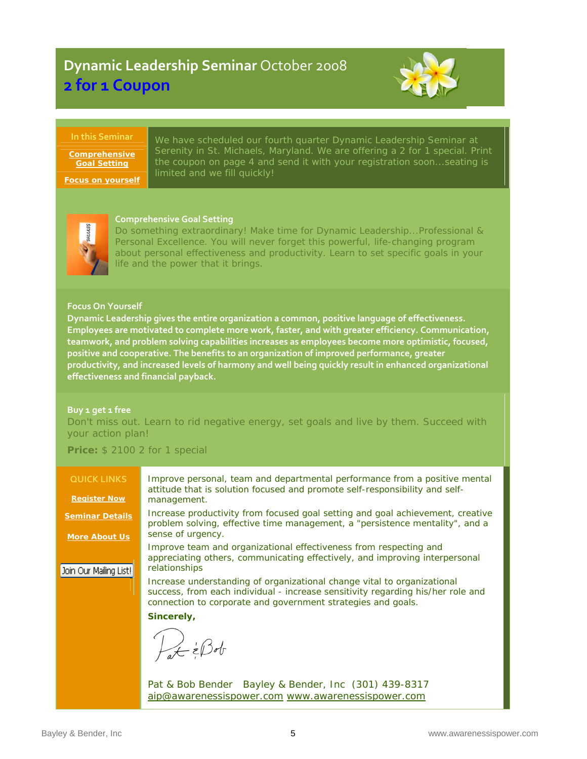# **Dynamic Leadership Seminar** October 2008

## 2 for 1 Coupon

**In this Seminar**

**Comprehensive Goal Setting**

**Focus on yourself**

We have scheduled our fourth quarter Dynamic Leadership Seminar at Serenity in St. Michaels, Maryland. We are offering a 2 for 1 special. Print the coupon on page 4 and send it with your registration soon...seating is limited and we fill quickly!

### Comprehensive Goal Setting

Do something extraordinary! Make time for Dynamic Leadership...Professional & Personal Excellence. You will never forget this powerful, life-changing program about personal effectiveness and productivity. Learn to set specific goals in your life and the power that it brings.

### Focus On Yourself

**Dynamic Leadership gives the entire organization a common, positive language of effectiveness. Employees are motivated to complete more work, faster, and with greater efficiency. Communication, teamwork, and problem solving capabilities increases as employees become more optimistic, focused, positive and cooperative. The benefits to an organization of improved performance, greater productivity, and increased levels of harmony and well being quickly result in enhanced organizational effectiveness and financial payback.**

### Buy 1 get 1 free

Don't miss out. Learn to rid negative energy, set goals and live by them. Succeed with your action plan!

**Price:** $ 2100 2 for 1 special

**QUICK LINKS**

**Register Now**

**Seminar Details**

**More About Us**

Join Our Mailing List!

Improve personal, team and departmental performance from a positive mental attitude that is solution focused and promote self-responsibility and self-management.

Increase productivity from focused goal setting and goal achievement, creative problem solving, effective time management, a "persistence mentality", and a sense of urgency.

Improve team and organizational effectiveness from respecting and appreciating others, communicating effectively, and improving interpersonal relationships

Increase understanding of organizational change vital to organizational success, from each individual - increase sensitivity regarding his/her role and connection to corporate and government strategies and goals.

**Sincerely,**

Pat & Bob

Pat & Bob Bender Bayley & Bender, Inc (301) 439-8317

aip@awarenessispower.com www.awarenessispower.com